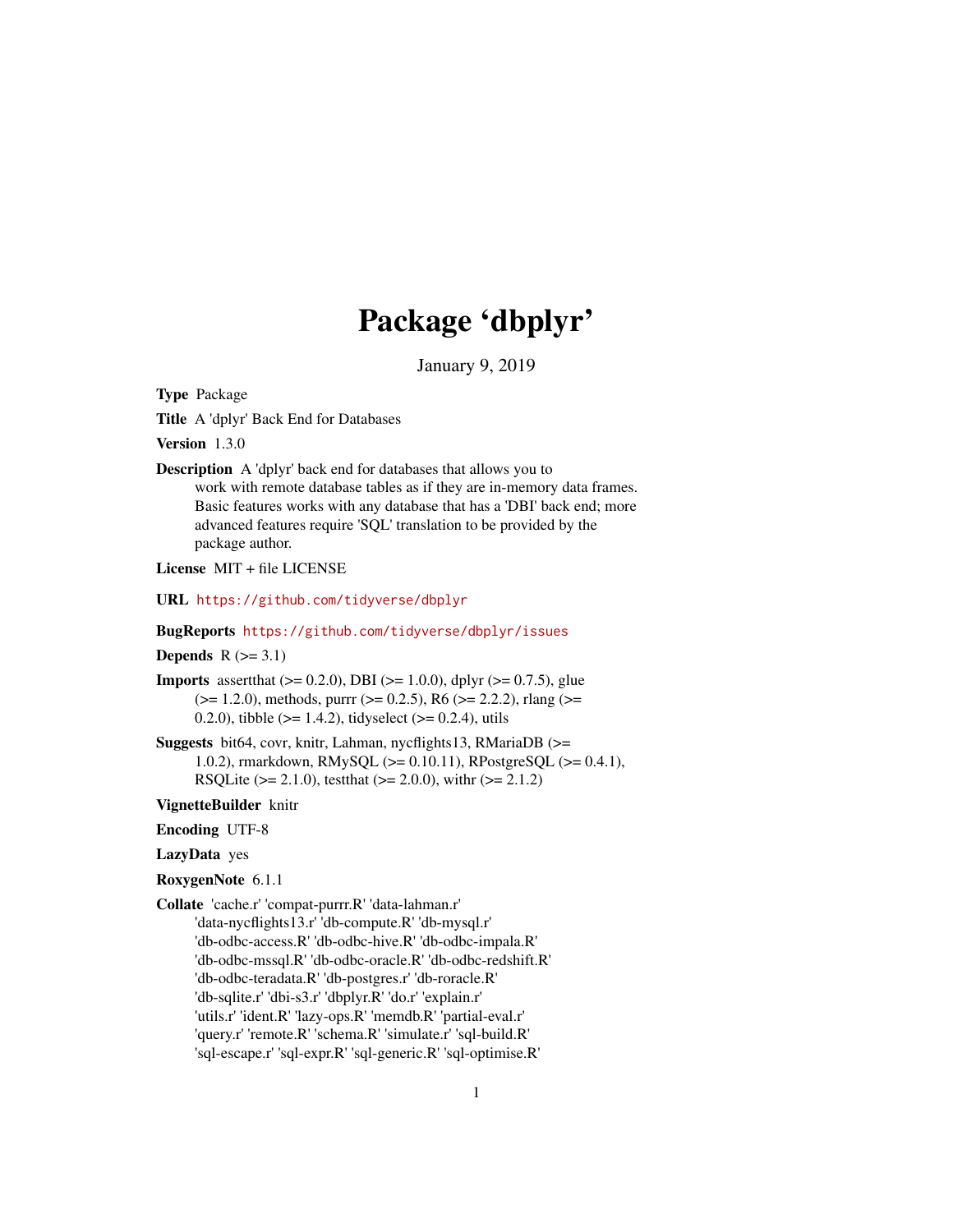# Package 'dbplyr'

January 9, 2019

**Type** Package

**Title** A 'dplyr' Back End for Databases

**Version** 1.3.0

**Description** A 'dplyr' back end for databases that allows you to work with remote database tables as if they are in-memory data frames. Basic features works with any database that has a 'DBI' back end; more advanced features require 'SQL' translation to be provided by the package author.

**License** MIT + file LICENSE

**URL** https://github.com/tidyverse/dbplyr

**BugReports** https://github.com/tidyverse/dbplyr/issues

**Depends** R (>= 3.1)

**Imports** assertthat (>= 0.2.0), DBI (>= 1.0.0), dplyr (>= 0.7.5), glue (>= 1.2.0), methods, purrr (>= 0.2.5), R6 (>= 2.2.2), rlang (>= 0.2.0), tibble (>= 1.4.2), tidyselect (>= 0.2.4), utils

**Suggests** bit64, covr, knitr, Lahman, nycflights13, RMariaDB (>= 1.0.2), rmarkdown, RMySQL (>= 0.10.11), RPostgreSQL (>= 0.4.1), RSQLite (>= 2.1.0), testthat (>= 2.0.0), withr (>= 2.1.2)

**VignetteBuilder** knitr

**Encoding** UTF-8

**LazyData** yes

**RoxygenNote** 6.1.1

**Collate** 'cache.r' 'compat-purrr.R' 'data-lahman.r' 'data-nycflights13.r' 'db-compute.R' 'db-mysql.r' 'db-odbc-access.R' 'db-odbc-hive.R' 'db-odbc-impala.R' 'db-odbc-mssql.R' 'db-odbc-oracle.R' 'db-odbc-redshift.R' 'db-odbc-teradata.R' 'db-postgres.r' 'db-roracle.R' 'db-sqlite.r' 'dbi-s3.r' 'dbplyr.R' 'do.r' 'explain.r' 'utils.r' 'ident.R' 'lazy-ops.R' 'memdb.R' 'partial-eval.r' 'query.r' 'remote.R' 'schema.R' 'simulate.R' 'sql-build.R' 'sql-escape.r' 'sql-expr.R' 'sql-generic.R' 'sql-optimise.R'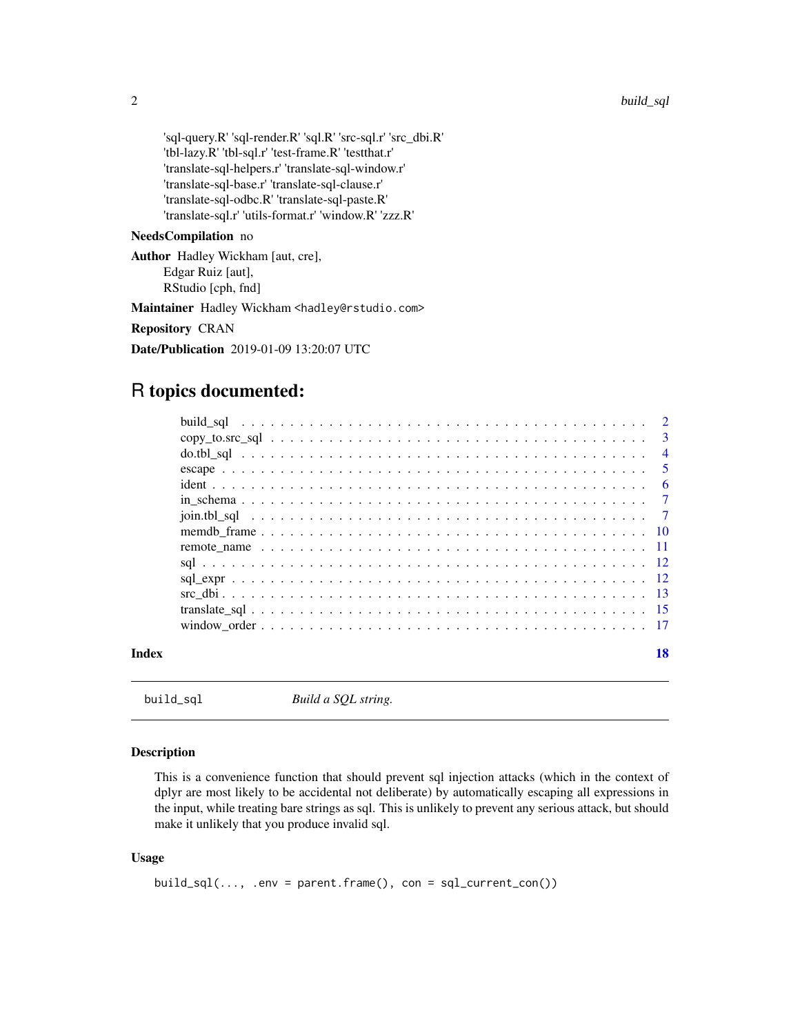'sql-query.R' 'sql-render.R' 'sql.R' 'src-sql.r' 'src_dbi.R'
'tbl-lazy.R' 'tbl-sql.r' 'test-frame.R' 'testthat.r'
'translate-sql-helpers.r' 'translate-sql-window.r'
'translate-sql-base.r' 'translate-sql-clause.r'
'translate-sql-odbc.R' 'translate-sql-paste.R'
'translate-sql.r' 'utils-format.r' 'window.R' 'zzz.R'

**NeedsCompilation** no

**Author** Hadley Wickham [aut, cre],
Edgar Ruiz [aut],
RStudio [cph, fnd]

**Maintainer** Hadley Wickham <hadley@rstudio.com>

**Repository** CRAN

**Date/Publication** 2019-01-09 13:20:07 UTC

# R topics documented:

- build_sql . . . . . . . . . . 2
- copy_to.src_sql . . . . . . . . . . 3
- do.tbl_sql . . . . . . . . . . 4
- escape . . . . . . . . . . 5
- ident . . . . . . . . . . 6
- in_schema . . . . . . . . . . 7
- join.tbl_sql . . . . . . . . . . 7
- memdb_frame . . . . . . . . . . 10
- remote_name . . . . . . . . . . 11
- sql . . . . . . . . . . 12
- sql_expr . . . . . . . . . . 12
- src_dbi . . . . . . . . . . 13
- translate_sql . . . . . . . . . . 15
- window_order . . . . . . . . . . 17

**Index** 18

---

`build_sql` *Build a SQL string.*

---

## Description

This is a convenience function that should prevent sql injection attacks (which in the context of dplyr are most likely to be accidental not deliberate) by automatically escaping all expressions in the input, while treating bare strings as sql. This is unlikely to prevent any serious attack, but should make it unlikely that you produce invalid sql.

## Usage

```
build_sql(..., .env = parent.frame(), con = sql_current_con())
```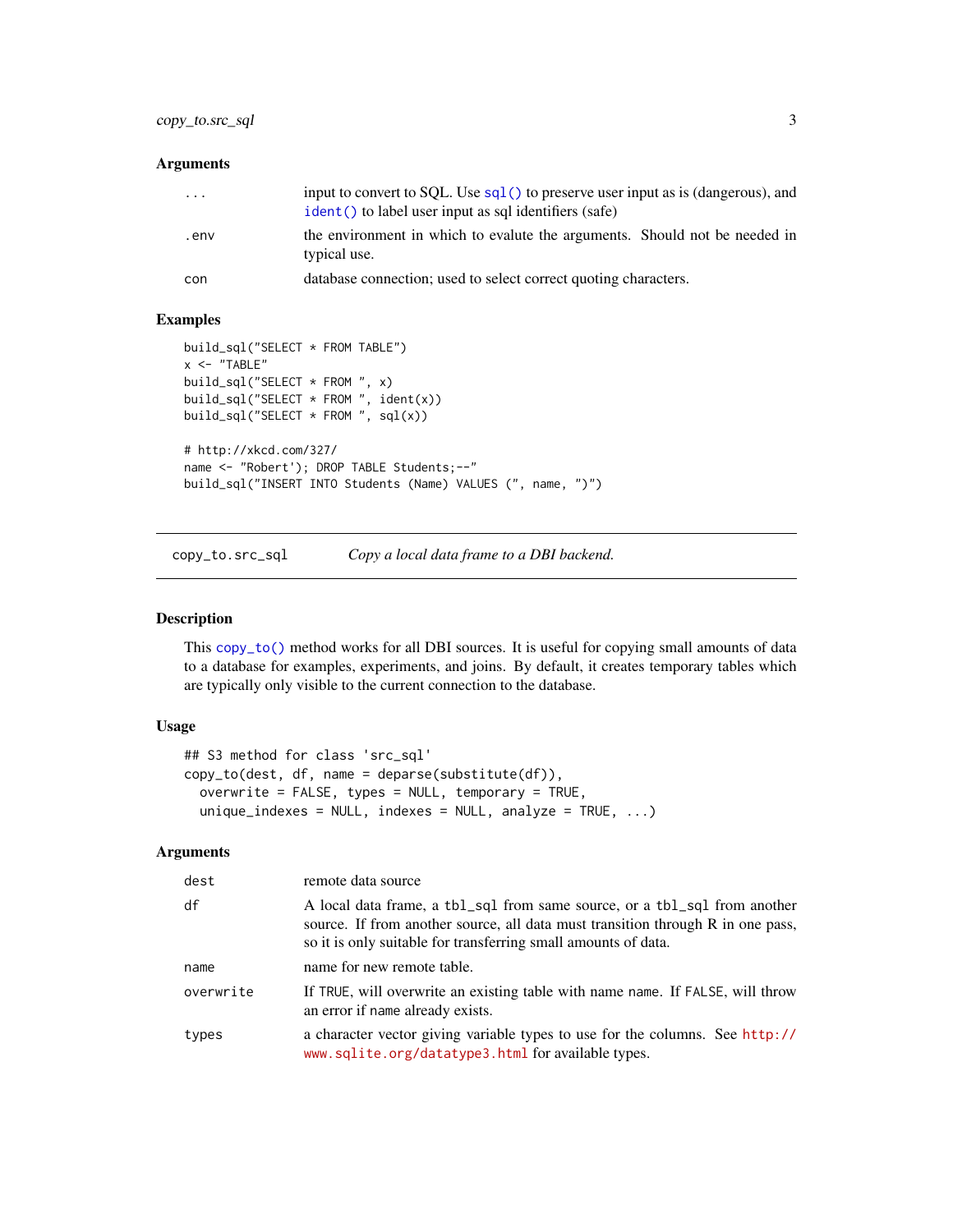### Arguments

| | |
|---|---|
| ... | input to convert to SQL. Use `sql()` to preserve user input as is (dangerous), and `ident()` to label user input as sql identifiers (safe) |
| .env | the environment in which to evalute the arguments. Should not be needed in typical use. |
| con | database connection; used to select correct quoting characters. |

### Examples

```
build_sql("SELECT * FROM TABLE")
x <- "TABLE"
build_sql("SELECT * FROM ", x)
build_sql("SELECT * FROM ", ident(x))
build_sql("SELECT * FROM ", sql(x))

# http://xkcd.com/327/
name <- "Robert'); DROP TABLE Students;--"
build_sql("INSERT INTO Students (Name) VALUES (", name, ")")
```

---

## copy_to.src_sql — *Copy a local data frame to a DBI backend.*

---

### Description

This `copy_to()` method works for all DBI sources. It is useful for copying small amounts of data to a database for examples, experiments, and joins. By default, it creates temporary tables which are typically only visible to the current connection to the database.

### Usage

```
## S3 method for class 'src_sql'
copy_to(dest, df, name = deparse(substitute(df)),
  overwrite = FALSE, types = NULL, temporary = TRUE,
  unique_indexes = NULL, indexes = NULL, analyze = TRUE, ...)
```

### Arguments

| | |
|---|---|
| dest | remote data source |
| df | A local data frame, a `tbl_sql` from same source, or a `tbl_sql` from another source. If from another source, all data must transition through R in one pass, so it is only suitable for transferring small amounts of data. |
| name | name for new remote table. |
| overwrite | If `TRUE`, will overwrite an existing table with name `name`. If `FALSE`, will throw an error if `name` already exists. |
| types | a character vector giving variable types to use for the columns. See http://www.sqlite.org/datatype3.html for available types. |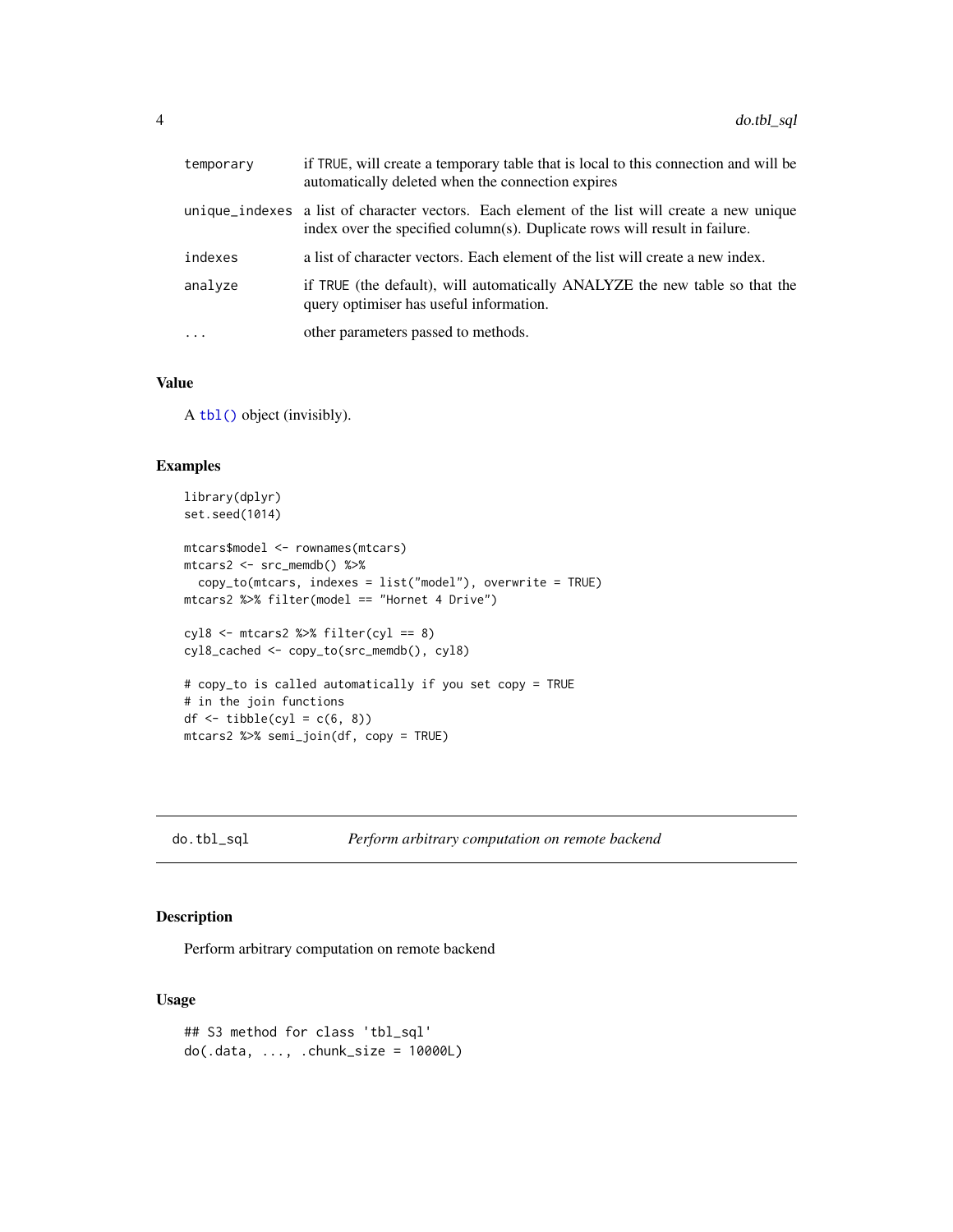| | |
|---|---|
| `temporary` | if `TRUE`, will create a temporary table that is local to this connection and will be automatically deleted when the connection expires |
| `unique_indexes` | a list of character vectors. Each element of the list will create a new unique index over the specified column(s). Duplicate rows will result in failure. |
| `indexes` | a list of character vectors. Each element of the list will create a new index. |
| `analyze` | if `TRUE` (the default), will automatically ANALYZE the new table so that the query optimiser has useful information. |
| `...` | other parameters passed to methods. |

## Value

A `tbl()` object (invisibly).

## Examples

```
library(dplyr)
set.seed(1014)

mtcars$model <- rownames(mtcars)
mtcars2 <- src_memdb() %>%
  copy_to(mtcars, indexes = list("model"), overwrite = TRUE)
mtcars2 %>% filter(model == "Hornet 4 Drive")

cyl8 <- mtcars2 %>% filter(cyl == 8)
cyl8_cached <- copy_to(src_memdb(), cyl8)

# copy_to is called automatically if you set copy = TRUE
# in the join functions
df <- tibble(cyl = c(6, 8))
mtcars2 %>% semi_join(df, copy = TRUE)
```

---

# `do.tbl_sql` *Perform arbitrary computation on remote backend*

## Description

Perform arbitrary computation on remote backend

## Usage

```
## S3 method for class 'tbl_sql'
do(.data, ..., .chunk_size = 10000L)
```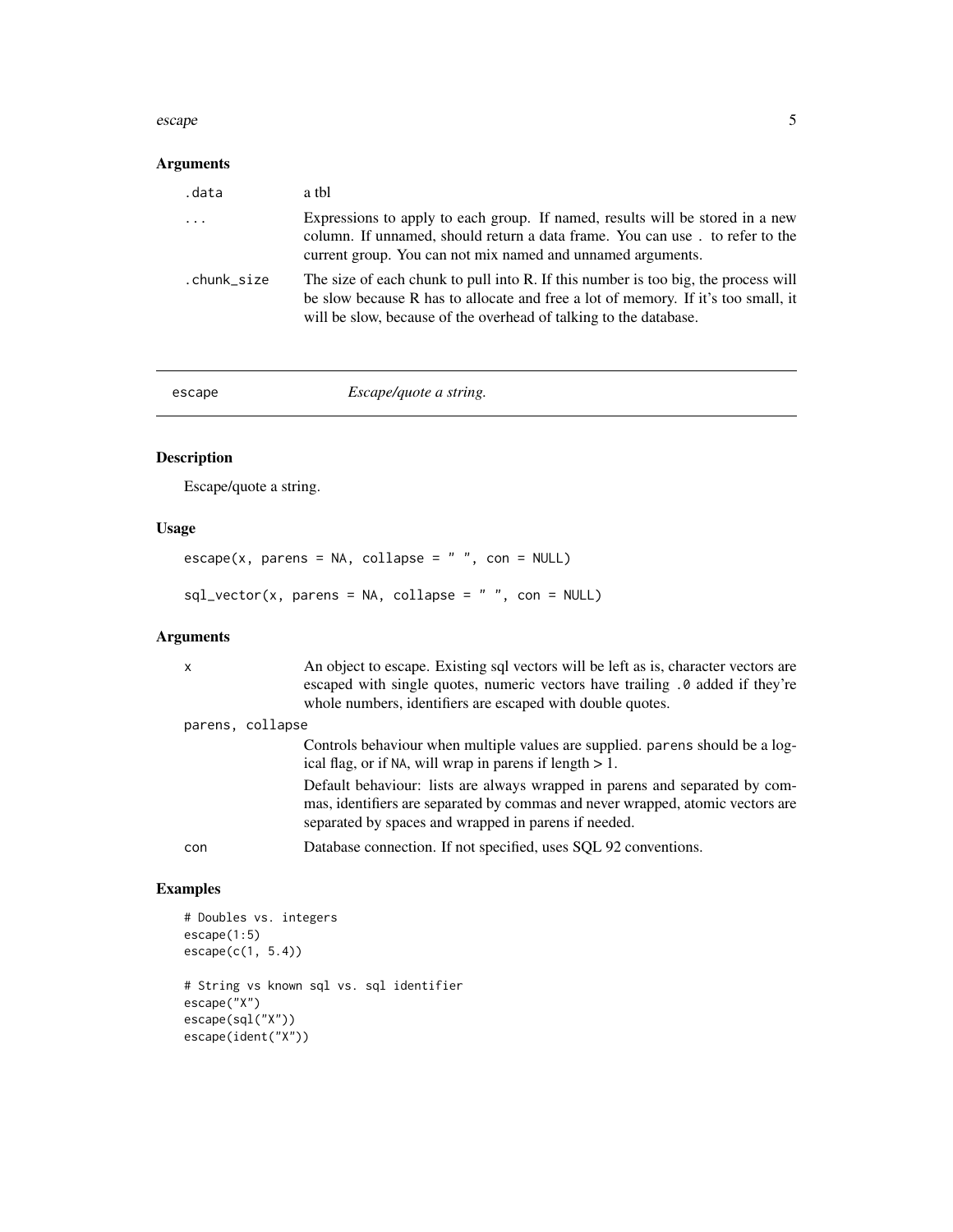### Arguments

| | |
|---|---|
| `.data` | a tbl |
| `...` | Expressions to apply to each group. If named, results will be stored in a new column. If unnamed, should return a data frame. You can use `.` to refer to the current group. You can not mix named and unnamed arguments. |
| `.chunk_size` | The size of each chunk to pull into R. If this number is too big, the process will be slow because R has to allocate and free a lot of memory. If it's too small, it will be slow, because of the overhead of talking to the database. |

---

## escape — *Escape/quote a string.*

### Description

Escape/quote a string.

### Usage

```
escape(x, parens = NA, collapse = " ", con = NULL)

sql_vector(x, parens = NA, collapse = " ", con = NULL)
```

### Arguments

| | |
|---|---|
| `x` | An object to escape. Existing sql vectors will be left as is, character vectors are escaped with single quotes, numeric vectors have trailing `.0` added if they're whole numbers, identifiers are escaped with double quotes. |
| `parens, collapse` | Controls behaviour when multiple values are supplied. `parens` should be a logical flag, or if `NA`, will wrap in parens if length > 1. <br><br> Default behaviour: lists are always wrapped in parens and separated by commas, identifiers are separated by commas and never wrapped, atomic vectors are separated by spaces and wrapped in parens if needed. |
| `con` | Database connection. If not specified, uses SQL 92 conventions. |

### Examples

```
# Doubles vs. integers
escape(1:5)
escape(c(1, 5.4))

# String vs known sql vs. sql identifier
escape("X")
escape(sql("X"))
escape(ident("X"))
```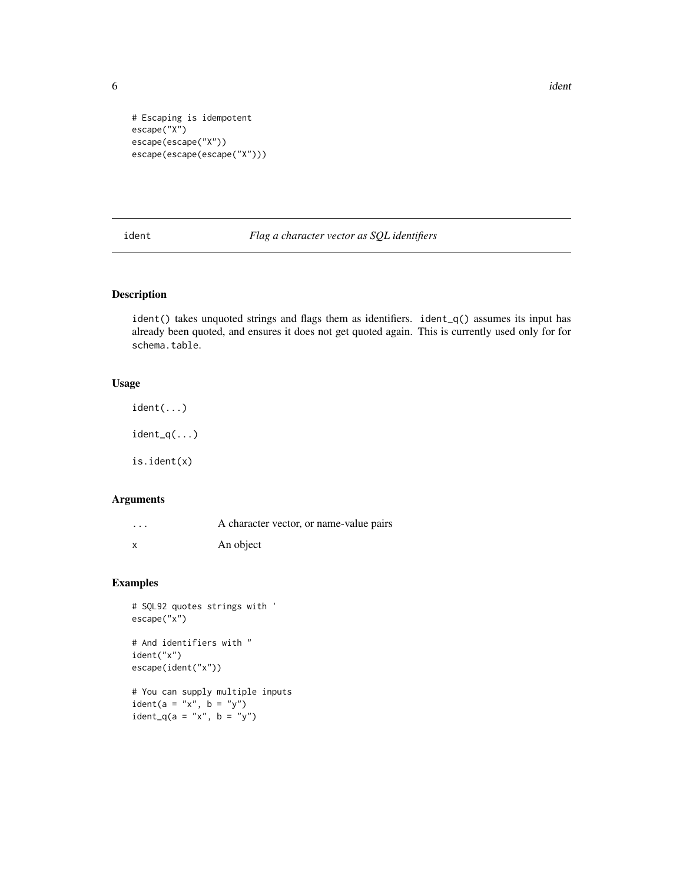```
# Escaping is idempotent
escape("X")
escape(escape("X"))
escape(escape(escape("X")))
```

## ident — *Flag a character vector as SQL identifiers*

### Description

ident() takes unquoted strings and flags them as identifiers. ident_q() assumes its input has already been quoted, and ensures it does not get quoted again. This is currently used only for for schema.table.

### Usage

```
ident(...)

ident_q(...)

is.ident(x)
```

### Arguments

| | |
|---|---|
| ... | A character vector, or name-value pairs |
| x | An object |

### Examples

```
# SQL92 quotes strings with '
escape("x")

# And identifiers with "
ident("x")
escape(ident("x"))

# You can supply multiple inputs
ident(a = "x", b = "y")
ident_q(a = "x", b = "y")
```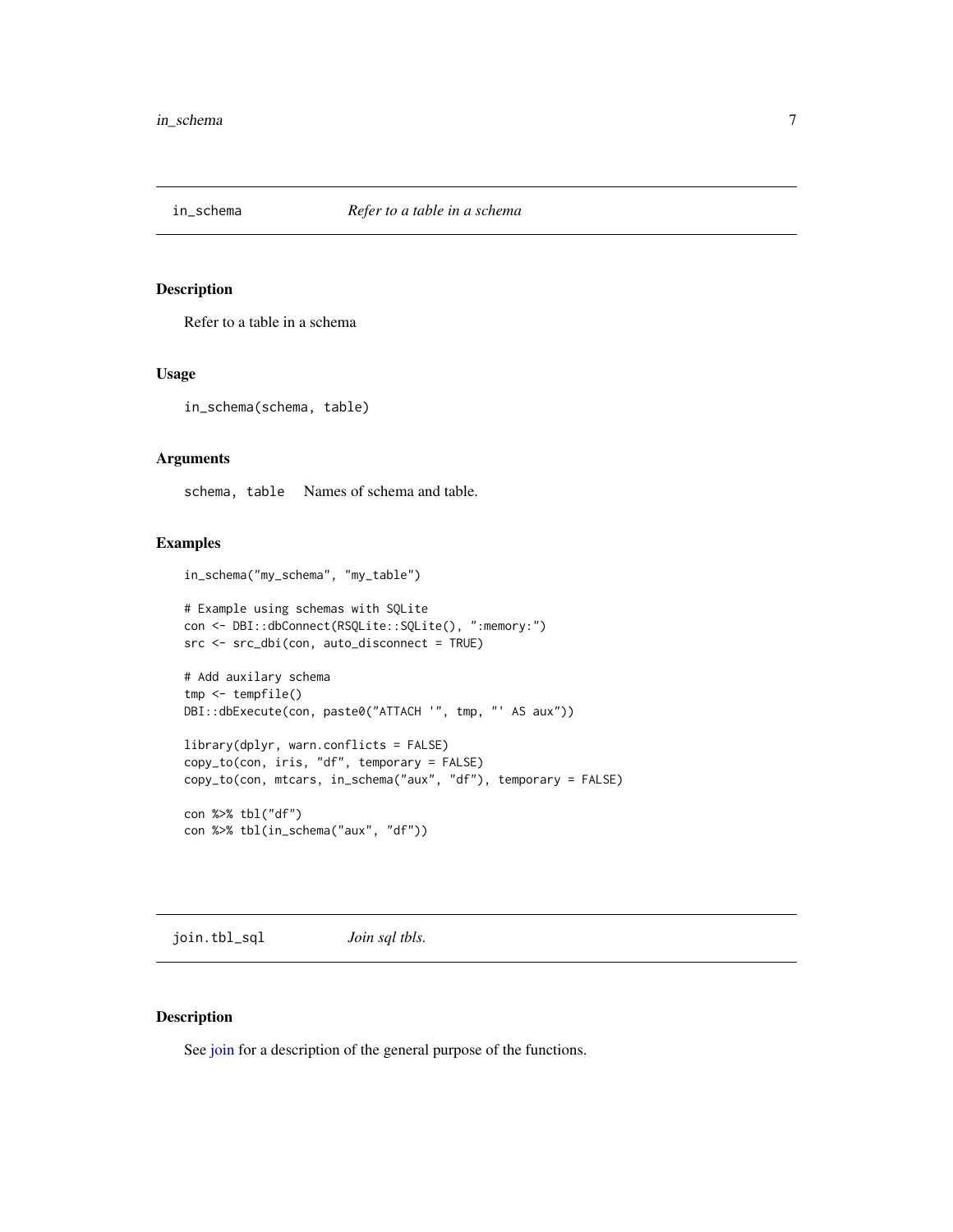## in_schema *Refer to a table in a schema*

### Description

Refer to a table in a schema

### Usage

```
in_schema(schema, table)
```

### Arguments

schema, table Names of schema and table.

### Examples

```
in_schema("my_schema", "my_table")

# Example using schemas with SQLite
con <- DBI::dbConnect(RSQLite::SQLite(), ":memory:")
src <- src_dbi(con, auto_disconnect = TRUE)

# Add auxilary schema
tmp <- tempfile()
DBI::dbExecute(con, paste0("ATTACH '", tmp, "' AS aux"))

library(dplyr, warn.conflicts = FALSE)
copy_to(con, iris, "df", temporary = FALSE)
copy_to(con, mtcars, in_schema("aux", "df"), temporary = FALSE)

con %>% tbl("df")
con %>% tbl(in_schema("aux", "df"))
```

## join.tbl_sql *Join sql tbls.*

### Description

See join for a description of the general purpose of the functions.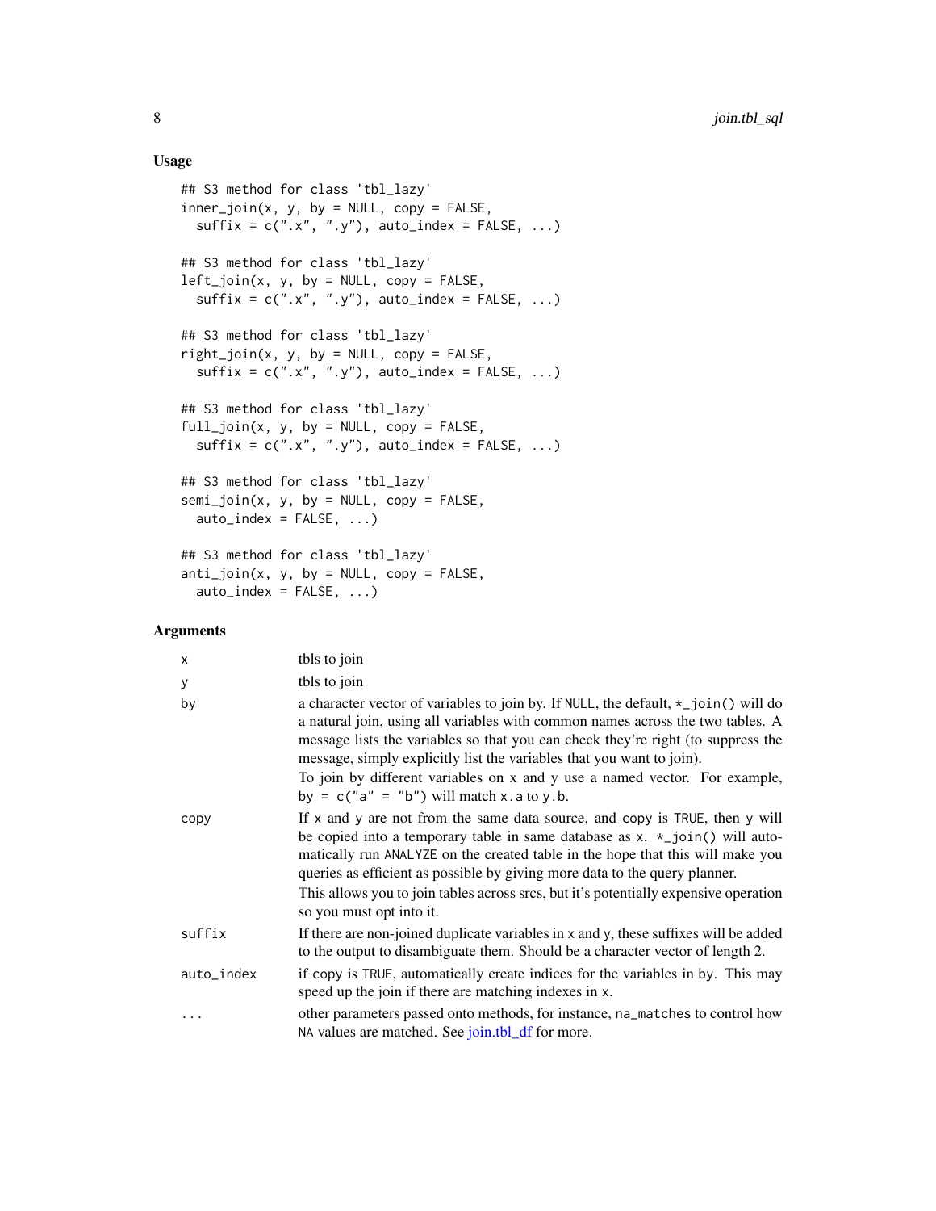### Usage

```
## S3 method for class 'tbl_lazy'
inner_join(x, y, by = NULL, copy = FALSE,
  suffix = c(".x", ".y"), auto_index = FALSE, ...)

## S3 method for class 'tbl_lazy'
left_join(x, y, by = NULL, copy = FALSE,
  suffix = c(".x", ".y"), auto_index = FALSE, ...)

## S3 method for class 'tbl_lazy'
right_join(x, y, by = NULL, copy = FALSE,
  suffix = c(".x", ".y"), auto_index = FALSE, ...)

## S3 method for class 'tbl_lazy'
full_join(x, y, by = NULL, copy = FALSE,
  suffix = c(".x", ".y"), auto_index = FALSE, ...)

## S3 method for class 'tbl_lazy'
semi_join(x, y, by = NULL, copy = FALSE,
  auto_index = FALSE, ...)

## S3 method for class 'tbl_lazy'
anti_join(x, y, by = NULL, copy = FALSE,
  auto_index = FALSE, ...)
```

### Arguments

| | |
|---|---|
| x | tbls to join |
| y | tbls to join |
| by | a character vector of variables to join by. If NULL, the default, *_join() will do a natural join, using all variables with common names across the two tables. A message lists the variables so that you can check they're right (to suppress the message, simply explicitly list the variables that you want to join).<br>To join by different variables on x and y use a named vector. For example, by = c("a" = "b") will match x.a to y.b. |
| copy | If x and y are not from the same data source, and copy is TRUE, then y will be copied into a temporary table in same database as x. *_join() will automatically run ANALYZE on the created table in the hope that this will make you queries as efficient as possible by giving more data to the query planner.<br>This allows you to join tables across srcs, but it's potentially expensive operation so you must opt into it. |
| suffix | If there are non-joined duplicate variables in x and y, these suffixes will be added to the output to disambiguate them. Should be a character vector of length 2. |
| auto_index | if copy is TRUE, automatically create indices for the variables in by. This may speed up the join if there are matching indexes in x. |
| ... | other parameters passed onto methods, for instance, na_matches to control how NA values are matched. See join.tbl_df for more. |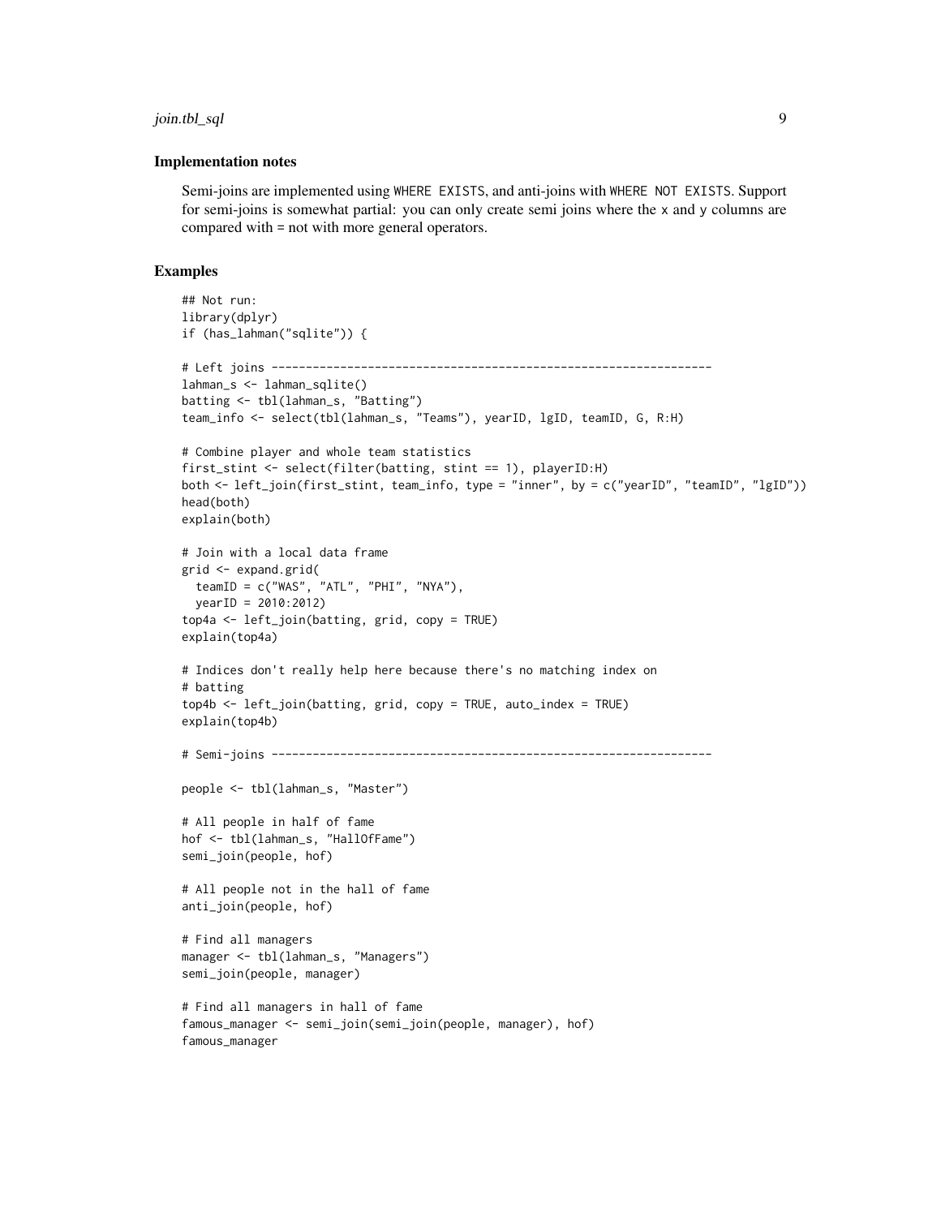### Implementation notes

Semi-joins are implemented using `WHERE EXISTS`, and anti-joins with `WHERE NOT EXISTS`. Support for semi-joins is somewhat partial: you can only create semi joins where the x and y columns are compared with = not with more general operators.

### Examples

```
## Not run:
library(dplyr)
if (has_lahman("sqlite")) {

# Left joins ----------------------------------------------------------------
lahman_s <- lahman_sqlite()
batting <- tbl(lahman_s, "Batting")
team_info <- select(tbl(lahman_s, "Teams"), yearID, lgID, teamID, G, R:H)

# Combine player and whole team statistics
first_stint <- select(filter(batting, stint == 1), playerID:H)
both <- left_join(first_stint, team_info, type = "inner", by = c("yearID", "teamID", "lgID"))
head(both)
explain(both)

# Join with a local data frame
grid <- expand.grid(
  teamID = c("WAS", "ATL", "PHI", "NYA"),
  yearID = 2010:2012)
top4a <- left_join(batting, grid, copy = TRUE)
explain(top4a)

# Indices don't really help here because there's no matching index on
# batting
top4b <- left_join(batting, grid, copy = TRUE, auto_index = TRUE)
explain(top4b)

# Semi-joins ----------------------------------------------------------------

people <- tbl(lahman_s, "Master")

# All people in half of fame
hof <- tbl(lahman_s, "HallOfFame")
semi_join(people, hof)

# All people not in the hall of fame
anti_join(people, hof)

# Find all managers
manager <- tbl(lahman_s, "Managers")
semi_join(people, manager)

# Find all managers in hall of fame
famous_manager <- semi_join(semi_join(people, manager), hof)
famous_manager
```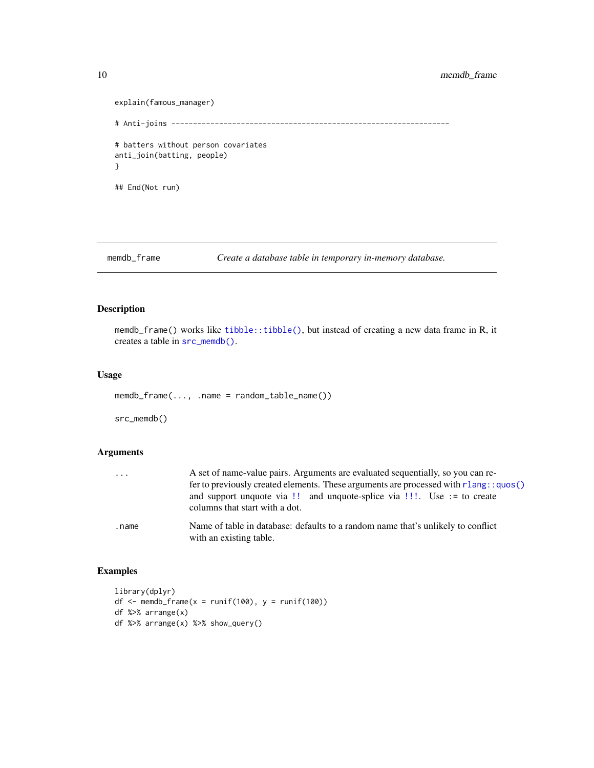```
explain(famous_manager)

# Anti-joins ----------------------------------------------------------------

# batters without person covariates
anti_join(batting, people)
}

## End(Not run)
```

---

memdb_frame — *Create a database table in temporary in-memory database.*

---

## Description

memdb_frame() works like tibble::tibble(), but instead of creating a new data frame in R, it creates a table in src_memdb().

## Usage

```
memdb_frame(..., .name = random_table_name())

src_memdb()
```

## Arguments

| | |
|---|---|
| ... | A set of name-value pairs. Arguments are evaluated sequentially, so you can refer to previously created elements. These arguments are processed with rlang::quos() and support unquote via !! and unquote-splice via !!!. Use := to create columns that start with a dot. |
| .name | Name of table in database: defaults to a random name that's unlikely to conflict with an existing table. |

## Examples

```
library(dplyr)
df <- memdb_frame(x = runif(100), y = runif(100))
df %>% arrange(x)
df %>% arrange(x) %>% show_query()
```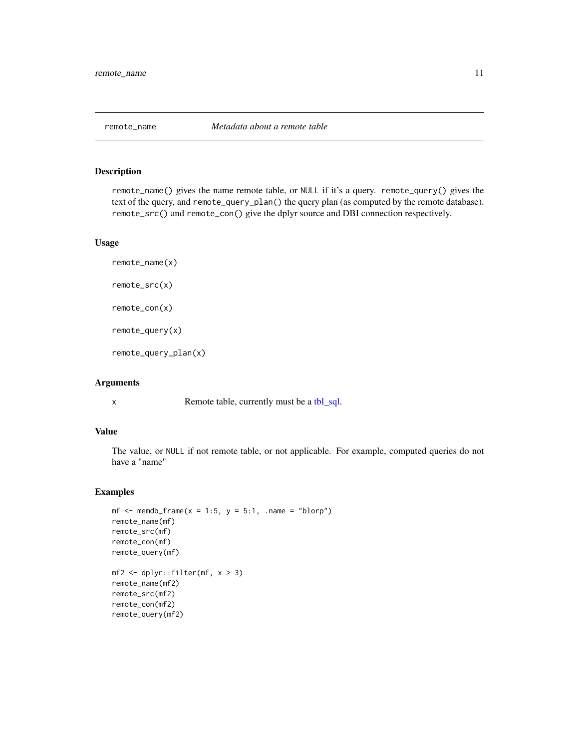## remote_name — *Metadata about a remote table*

### Description

`remote_name()` gives the name remote table, or `NULL` if it's a query. `remote_query()` gives the text of the query, and `remote_query_plan()` the query plan (as computed by the remote database). `remote_src()` and `remote_con()` give the dplyr source and DBI connection respectively.

### Usage

```
remote_name(x)

remote_src(x)

remote_con(x)

remote_query(x)

remote_query_plan(x)
```

### Arguments

| | |
|---|---|
| x | Remote table, currently must be a tbl_sql. |

### Value

The value, or `NULL` if not remote table, or not applicable. For example, computed queries do not have a "name"

### Examples

```
mf <- memdb_frame(x = 1:5, y = 5:1, .name = "blorp")
remote_name(mf)
remote_src(mf)
remote_con(mf)
remote_query(mf)

mf2 <- dplyr::filter(mf, x > 3)
remote_name(mf2)
remote_src(mf2)
remote_con(mf2)
remote_query(mf2)
```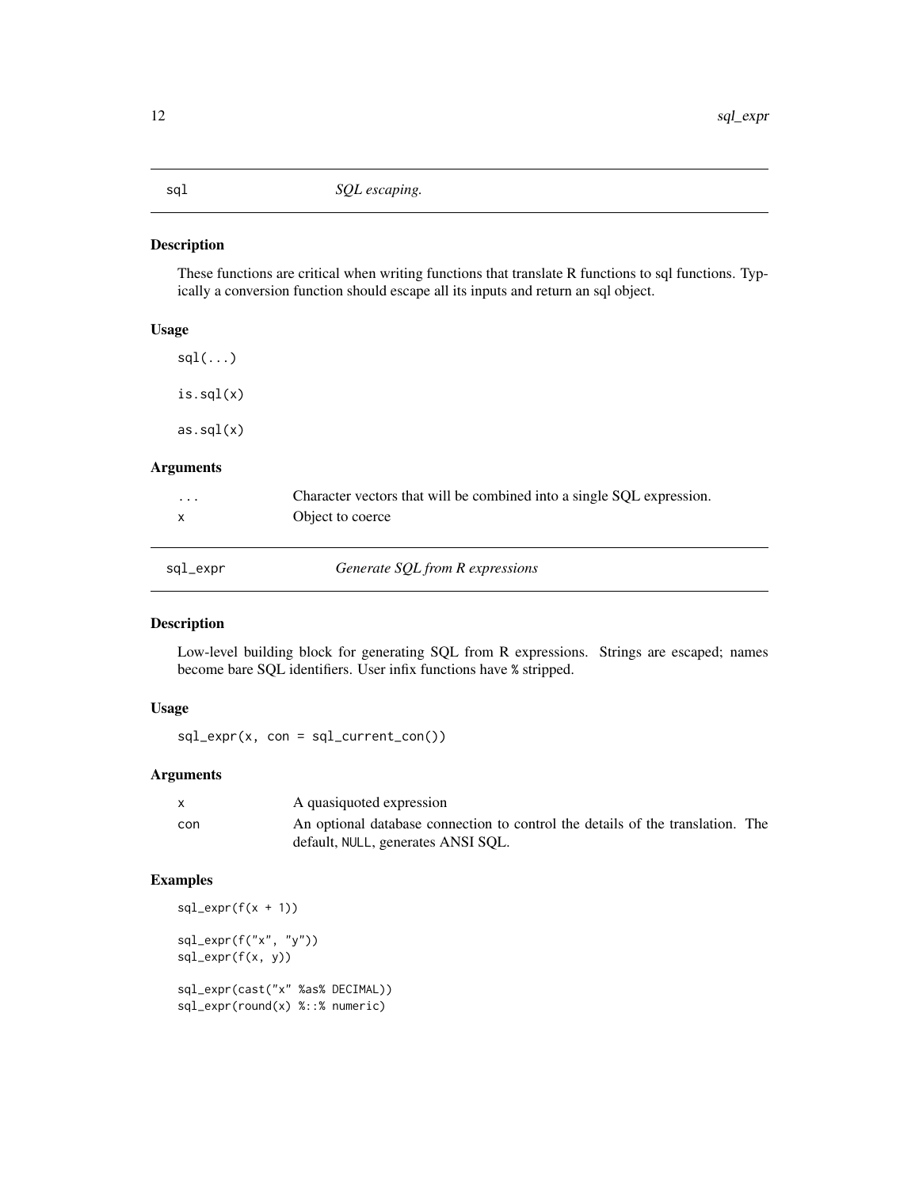## sql — *SQL escaping.*

### Description

These functions are critical when writing functions that translate R functions to sql functions. Typically a conversion function should escape all its inputs and return an sql object.

### Usage

```
sql(...)

is.sql(x)

as.sql(x)
```

### Arguments

| | |
|---|---|
| `...` | Character vectors that will be combined into a single SQL expression. |
| `x` | Object to coerce |

## sql_expr — *Generate SQL from R expressions*

### Description

Low-level building block for generating SQL from R expressions. Strings are escaped; names become bare SQL identifiers. User infix functions have `%` stripped.

### Usage

```
sql_expr(x, con = sql_current_con())
```

### Arguments

| | |
|---|---|
| `x` | A quasiquoted expression |
| `con` | An optional database connection to control the details of the translation. The default, `NULL`, generates ANSI SQL. |

### Examples

```
sql_expr(f(x + 1))

sql_expr(f("x", "y"))
sql_expr(f(x, y))

sql_expr(cast("x" %as% DECIMAL))
sql_expr(round(x) %::% numeric)
```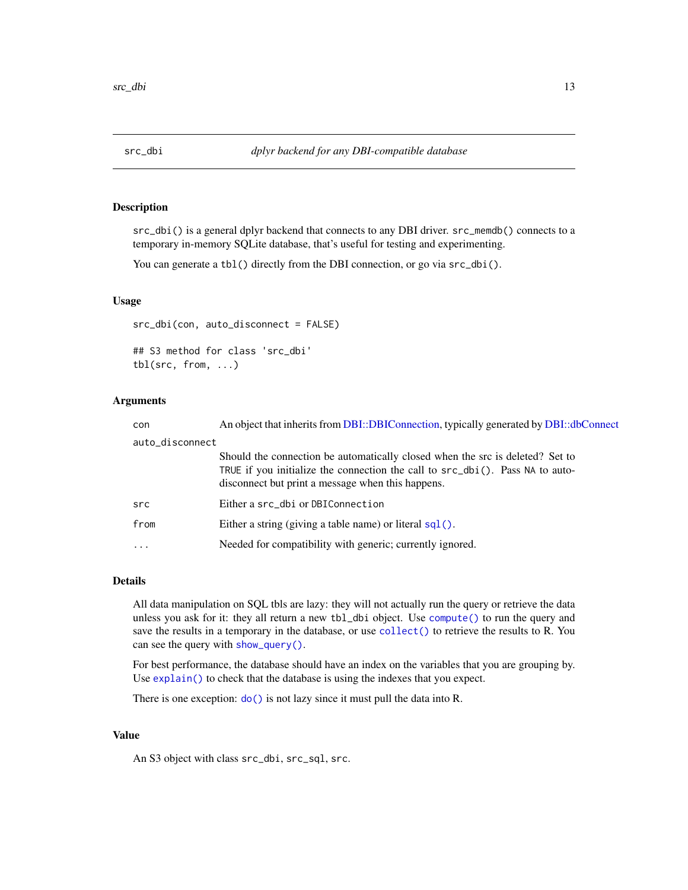# src_dbi — *dplyr backend for any DBI-compatible database*

## Description

`src_dbi()` is a general dplyr backend that connects to any DBI driver. `src_memdb()` connects to a temporary in-memory SQLite database, that's useful for testing and experimenting.

You can generate a `tbl()` directly from the DBI connection, or go via `src_dbi()`.

## Usage

```
src_dbi(con, auto_disconnect = FALSE)

## S3 method for class 'src_dbi'
tbl(src, from, ...)
```

## Arguments

| | |
|---|---|
| `con` | An object that inherits from DBI::DBIConnection, typically generated by DBI::dbConnect |
| `auto_disconnect` | Should the connection be automatically closed when the src is deleted? Set to `TRUE` if you initialize the connection the call to `src_dbi()`. Pass `NA` to auto-disconnect but print a message when this happens. |
| `src` | Either a `src_dbi` or `DBIConnection` |
| `from` | Either a string (giving a table name) or literal `sql()`. |
| `...` | Needed for compatibility with generic; currently ignored. |

## Details

All data manipulation on SQL tbls are lazy: they will not actually run the query or retrieve the data unless you ask for it: they all return a new `tbl_dbi` object. Use `compute()` to run the query and save the results in a temporary in the database, or use `collect()` to retrieve the results to R. You can see the query with `show_query()`.

For best performance, the database should have an index on the variables that you are grouping by. Use `explain()` to check that the database is using the indexes that you expect.

There is one exception: `do()` is not lazy since it must pull the data into R.

## Value

An S3 object with class `src_dbi`, `src_sql`, `src`.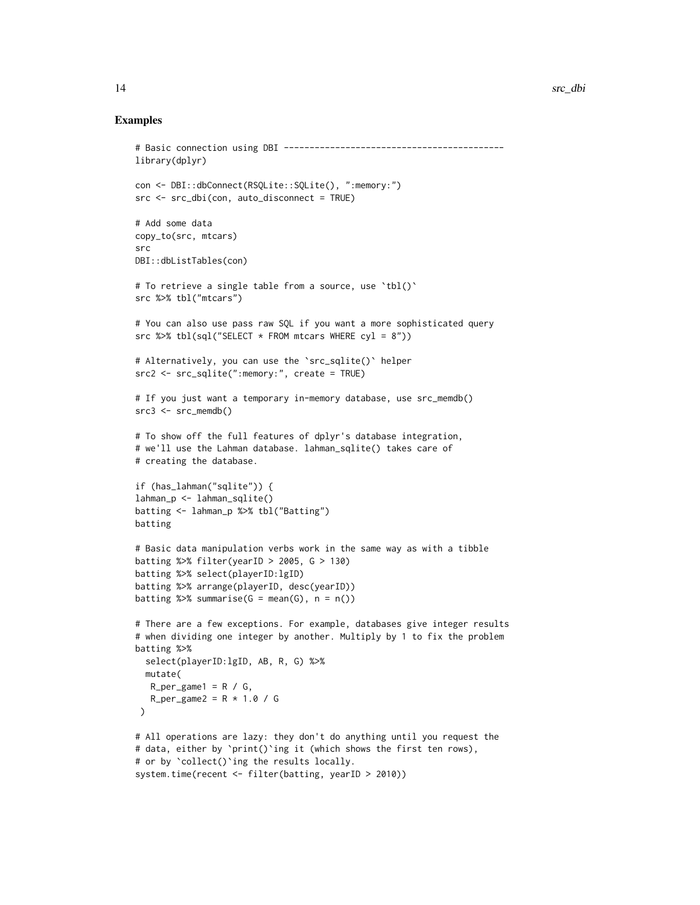## Examples

```
# Basic connection using DBI -------------------------------------------
library(dplyr)

con <- DBI::dbConnect(RSQLite::SQLite(), ":memory:")
src <- src_dbi(con, auto_disconnect = TRUE)

# Add some data
copy_to(src, mtcars)
src
DBI::dbListTables(con)

# To retrieve a single table from a source, use `tbl()`
src %>% tbl("mtcars")

# You can also use pass raw SQL if you want a more sophisticated query
src %>% tbl(sql("SELECT * FROM mtcars WHERE cyl = 8"))

# Alternatively, you can use the `src_sqlite()` helper
src2 <- src_sqlite(":memory:", create = TRUE)

# If you just want a temporary in-memory database, use src_memdb()
src3 <- src_memdb()

# To show off the full features of dplyr's database integration,
# we'll use the Lahman database. lahman_sqlite() takes care of
# creating the database.

if (has_lahman("sqlite")) {
lahman_p <- lahman_sqlite()
batting <- lahman_p %>% tbl("Batting")
batting

# Basic data manipulation verbs work in the same way as with a tibble
batting %>% filter(yearID > 2005, G > 130)
batting %>% select(playerID:lgID)
batting %>% arrange(playerID, desc(yearID))
batting %>% summarise(G = mean(G), n = n())

# There are a few exceptions. For example, databases give integer results
# when dividing one integer by another. Multiply by 1 to fix the problem
batting %>%
  select(playerID:lgID, AB, R, G) %>%
  mutate(
   R_per_game1 = R / G,
   R_per_game2 = R * 1.0 / G
 )

# All operations are lazy: they don't do anything until you request the
# data, either by `print()`ing it (which shows the first ten rows),
# or by `collect()`ing the results locally.
system.time(recent <- filter(batting, yearID > 2010))
```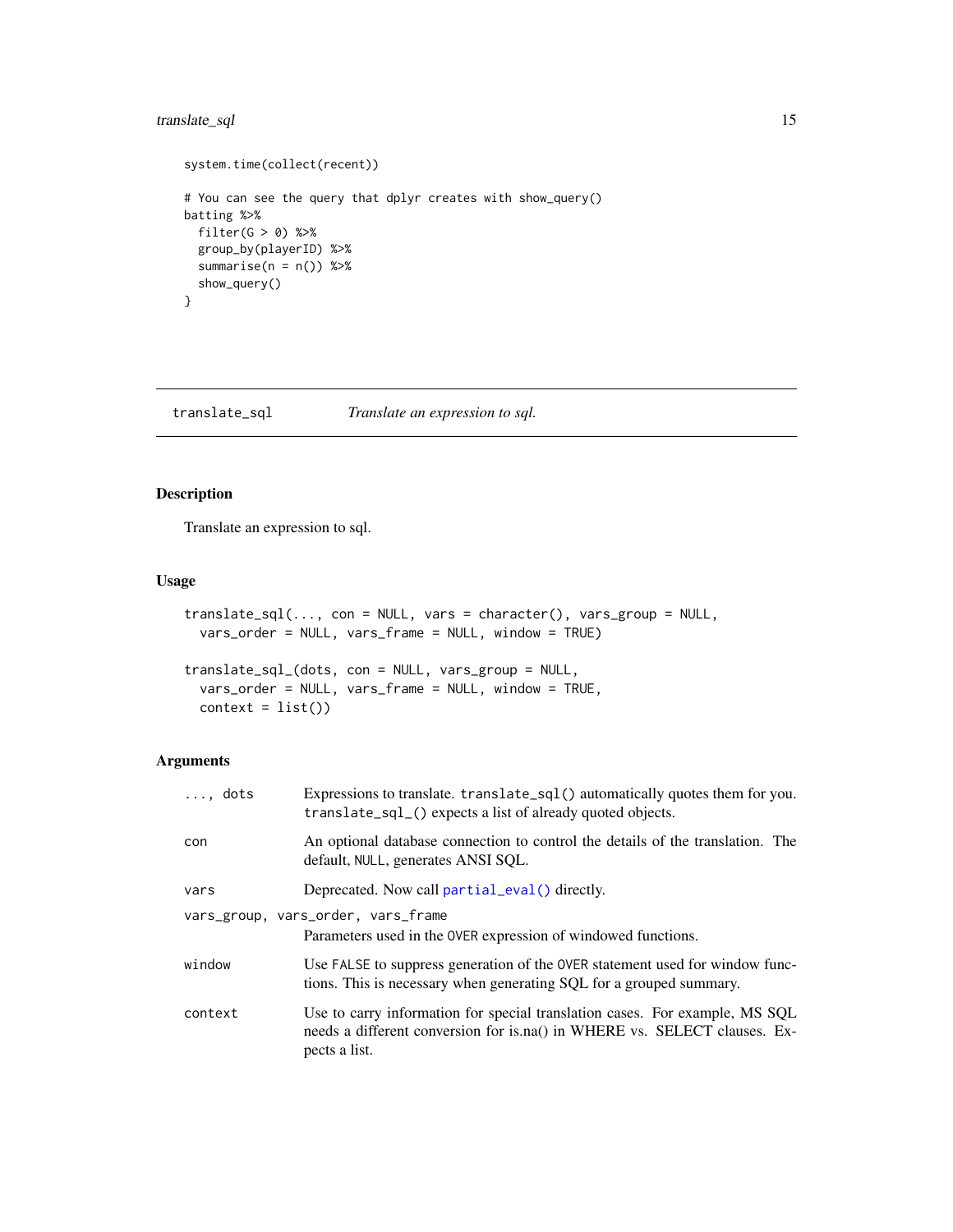```
system.time(collect(recent))

# You can see the query that dplyr creates with show_query()
batting %>%
  filter(G > 0) %>%
  group_by(playerID) %>%
  summarise(n = n()) %>%
  show_query()
}
```

---

## translate_sql    *Translate an expression to sql.*

---

### Description

Translate an expression to sql.

### Usage

```
translate_sql(..., con = NULL, vars = character(), vars_group = NULL,
  vars_order = NULL, vars_frame = NULL, window = TRUE)

translate_sql_(dots, con = NULL, vars_group = NULL,
  vars_order = NULL, vars_frame = NULL, window = TRUE,
  context = list())
```

### Arguments

| | |
|---|---|
| `..., dots` | Expressions to translate. `translate_sql()` automatically quotes them for you. `translate_sql_()` expects a list of already quoted objects. |
| `con` | An optional database connection to control the details of the translation. The default, `NULL`, generates ANSI SQL. |
| `vars` | Deprecated. Now call `partial_eval()` directly. |
| `vars_group, vars_order, vars_frame` | Parameters used in the `OVER` expression of windowed functions. |
| `window` | Use `FALSE` to suppress generation of the `OVER` statement used for window functions. This is necessary when generating SQL for a grouped summary. |
| `context` | Use to carry information for special translation cases. For example, MS SQL needs a different conversion for is.na() in WHERE vs. SELECT clauses. Expects a list. |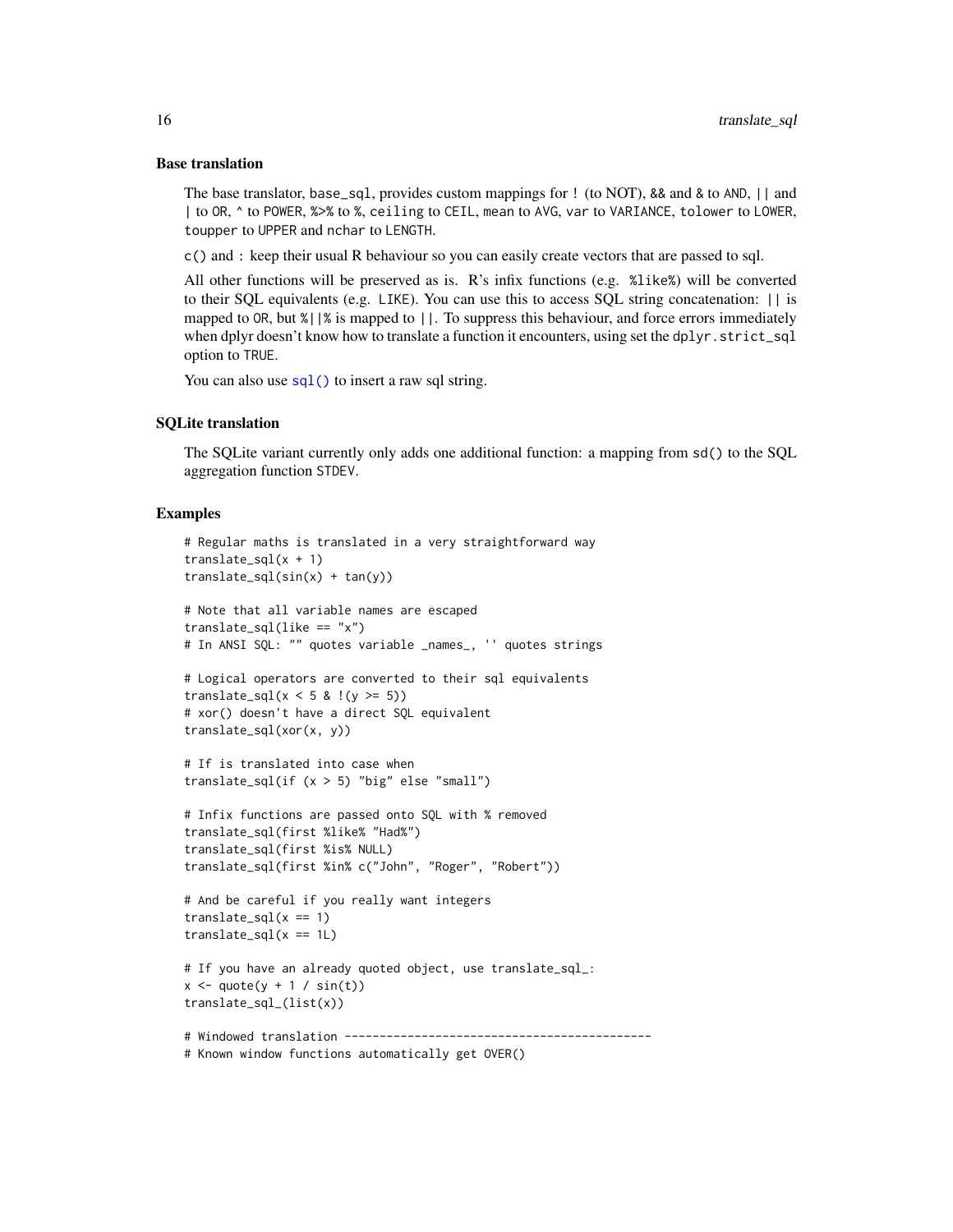### Base translation

The base translator, `base_sql`, provides custom mappings for `!` (to NOT), `&&` and `&` to `AND`, `||` and `|` to `OR`, `^` to `POWER`, `%>%` to `%`, `ceiling` to `CEIL`, `mean` to `AVG`, `var` to `VARIANCE`, `tolower` to `LOWER`, `toupper` to `UPPER` and `nchar` to `LENGTH`.

`c()` and `:` keep their usual R behaviour so you can easily create vectors that are passed to sql.

All other functions will be preserved as is. R's infix functions (e.g. `%like%`) will be converted to their SQL equivalents (e.g. `LIKE`). You can use this to access SQL string concatenation: `||` is mapped to `OR`, but `%||%` is mapped to `||`. To suppress this behaviour, and force errors immediately when dplyr doesn't know how to translate a function it encounters, using set the `dplyr.strict_sql` option to `TRUE`.

You can also use `sql()` to insert a raw sql string.

### SQLite translation

The SQLite variant currently only adds one additional function: a mapping from `sd()` to the SQL aggregation function `STDEV`.

### Examples

```
# Regular maths is translated in a very straightforward way
translate_sql(x + 1)
translate_sql(sin(x) + tan(y))

# Note that all variable names are escaped
translate_sql(like == "x")
# In ANSI SQL: "" quotes variable _names_, '' quotes strings

# Logical operators are converted to their sql equivalents
translate_sql(x < 5 & !(y >= 5))
# xor() doesn't have a direct SQL equivalent
translate_sql(xor(x, y))

# If is translated into case when
translate_sql(if (x > 5) "big" else "small")

# Infix functions are passed onto SQL with % removed
translate_sql(first %like% "Had%")
translate_sql(first %is% NULL)
translate_sql(first %in% c("John", "Roger", "Robert"))

# And be careful if you really want integers
translate_sql(x == 1)
translate_sql(x == 1L)

# If you have an already quoted object, use translate_sql_:
x <- quote(y + 1 / sin(t))
translate_sql_(list(x))

# Windowed translation --------------------------------------------
# Known window functions automatically get OVER()
```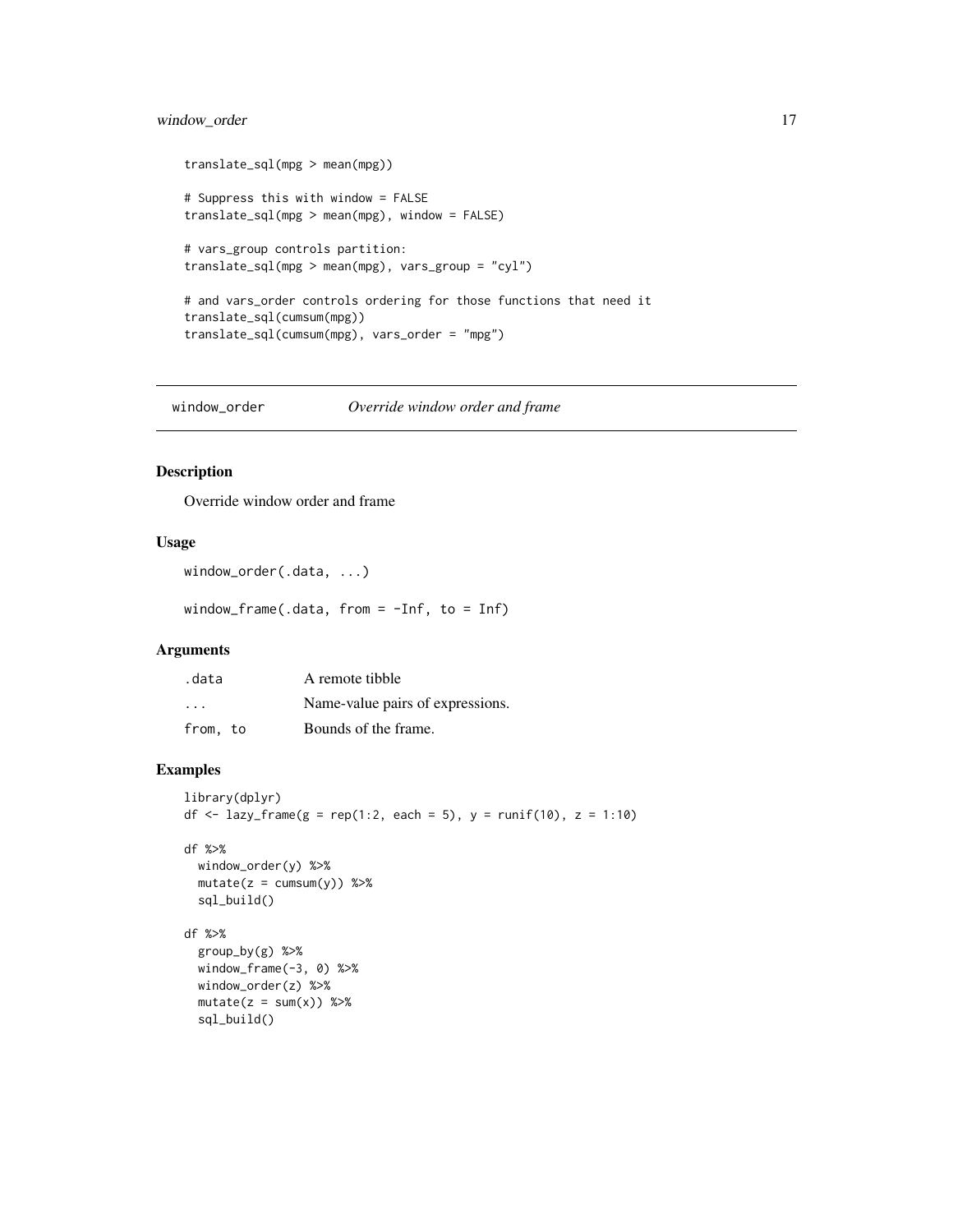```
translate_sql(mpg > mean(mpg))

# Suppress this with window = FALSE
translate_sql(mpg > mean(mpg), window = FALSE)

# vars_group controls partition:
translate_sql(mpg > mean(mpg), vars_group = "cyl")

# and vars_order controls ordering for those functions that need it
translate_sql(cumsum(mpg))
translate_sql(cumsum(mpg), vars_order = "mpg")
```

## window_order — *Override window order and frame*

### Description

Override window order and frame

### Usage

```
window_order(.data, ...)

window_frame(.data, from = -Inf, to = Inf)
```

### Arguments

| | |
|---|---|
| .data | A remote tibble |
| ... | Name-value pairs of expressions. |
| from, to | Bounds of the frame. |

### Examples

```
library(dplyr)
df <- lazy_frame(g = rep(1:2, each = 5), y = runif(10), z = 1:10)

df %>%
  window_order(y) %>%
  mutate(z = cumsum(y)) %>%
  sql_build()

df %>%
  group_by(g) %>%
  window_frame(-3, 0) %>%
  window_order(z) %>%
  mutate(z = sum(x)) %>%
  sql_build()
```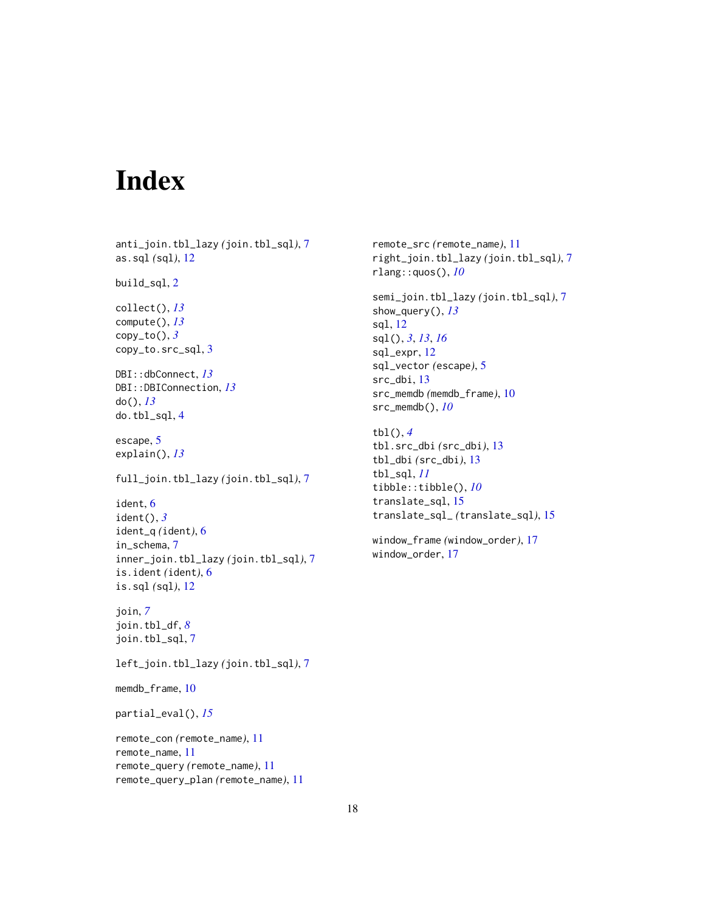# Index

anti_join.tbl_lazy (join.tbl_sql), 7
as.sql (sql), 12

build_sql, 2

collect(), *13*
compute(), *13*
copy_to(), *3*
copy_to.src_sql, 3

DBI::dbConnect, *13*
DBI::DBIConnection, *13*
do(), *13*
do.tbl_sql, 4

escape, 5
explain(), *13*

full_join.tbl_lazy (join.tbl_sql), 7

ident, 6
ident(), *3*
ident_q (ident), 6
in_schema, 7
inner_join.tbl_lazy (join.tbl_sql), 7
is.ident (ident), 6
is.sql (sql), 12

join, *7*
join.tbl_df, *8*
join.tbl_sql, 7

left_join.tbl_lazy (join.tbl_sql), 7

memdb_frame, 10

partial_eval(), *15*

remote_con (remote_name), 11
remote_name, 11
remote_query (remote_name), 11
remote_query_plan (remote_name), 11
remote_src (remote_name), 11
right_join.tbl_lazy (join.tbl_sql), 7
rlang::quos(), *10*

semi_join.tbl_lazy (join.tbl_sql), 7
show_query(), *13*
sql, 12
sql(), *3*, *13*, *16*
sql_expr, 12
sql_vector (escape), 5
src_dbi, 13
src_memdb (memdb_frame), 10
src_memdb(), *10*

tbl(), *4*
tbl.src_dbi (src_dbi), 13
tbl_dbi (src_dbi), 13
tbl_sql, *11*
tibble::tibble(), *10*
translate_sql, 15
translate_sql_ (translate_sql), 15

window_frame (window_order), 17
window_order, 17